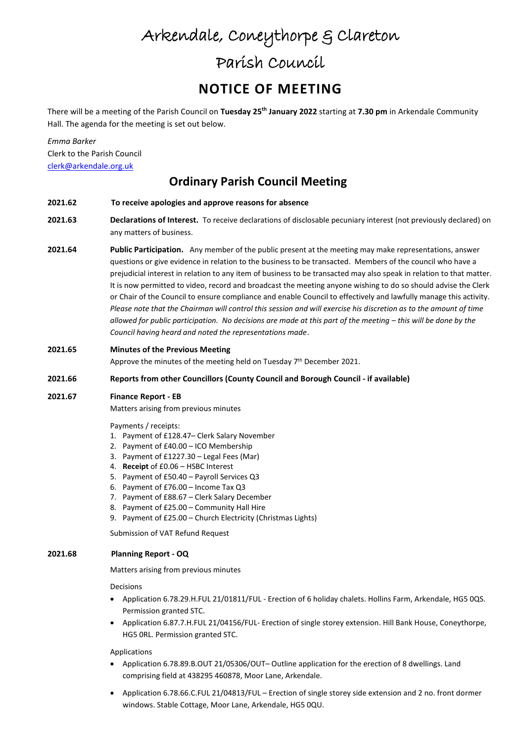# Arkendale, Coneythorpe & Clareton

# Parish Council

## NOTICE OF MEETING

There will be a meeting of the Parish Council on **Tuesday 25th January 2022** starting at **7.30 pm** in Arkendale Community Hall. The agenda for the meeting is set out below.

*Emma Barker*
Clerk to the Parish Council
clerk@arkendale.org.uk

## Ordinary Parish Council Meeting

**2021.62** **To receive apologies and approve reasons for absence**

**2021.63** **Declarations of Interest.** To receive declarations of disclosable pecuniary interest (not previously declared) on any matters of business.

**2021.64** **Public Participation.** Any member of the public present at the meeting may make representations, answer questions or give evidence in relation to the business to be transacted. Members of the council who have a prejudicial interest in relation to any item of business to be transacted may also speak in relation to that matter. It is now permitted to video, record and broadcast the meeting anyone wishing to do so should advise the Clerk or Chair of the Council to ensure compliance and enable Council to effectively and lawfully manage this activity. *Please note that the Chairman will control this session and will exercise his discretion as to the amount of time allowed for public participation. No decisions are made at this part of the meeting – this will be done by the Council having heard and noted the representations made*.

**2021.65** **Minutes of the Previous Meeting**
Approve the minutes of the meeting held on Tuesday 7th December 2021.

**2021.66** **Reports from other Councillors (County Council and Borough Council - if available)**

**2021.67** **Finance Report - EB**
Matters arising from previous minutes

Payments / receipts:

1. Payment of £128.47– Clerk Salary November
2. Payment of £40.00 – ICO Membership
3. Payment of £1227.30 – Legal Fees (Mar)
4. **Receipt** of £0.06 – HSBC Interest
5. Payment of £50.40 – Payroll Services Q3
6. Payment of £76.00 – Income Tax Q3
7. Payment of £88.67 – Clerk Salary December
8. Payment of £25.00 – Community Hall Hire
9. Payment of £25.00 – Church Electricity (Christmas Lights)

Submission of VAT Refund Request

**2021.68** **Planning Report - OQ**

Matters arising from previous minutes

Decisions

- Application 6.78.29.H.FUL 21/01811/FUL - Erection of 6 holiday chalets. Hollins Farm, Arkendale, HG5 0QS. Permission granted STC.
- Application 6.87.7.H.FUL 21/04156/FUL- Erection of single storey extension. Hill Bank House, Coneythorpe, HG5 0RL. Permission granted STC.

Applications

- Application 6.78.89.B.OUT 21/05306/OUT– Outline application for the erection of 8 dwellings. Land comprising field at 438295 460878, Moor Lane, Arkendale.
- Application 6.78.66.C.FUL 21/04813/FUL – Erection of single storey side extension and 2 no. front dormer windows. Stable Cottage, Moor Lane, Arkendale, HG5 0QU.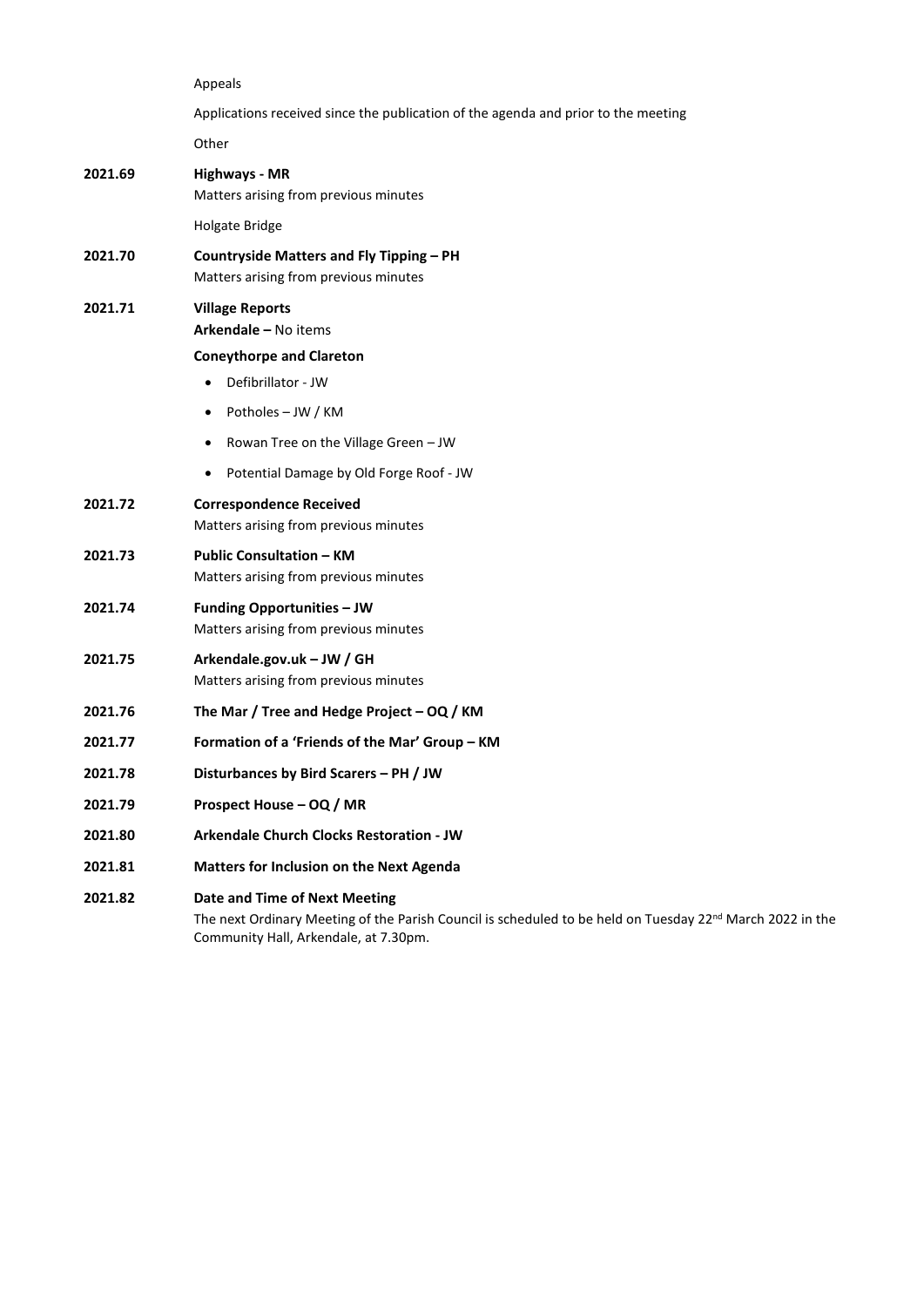Appeals

Applications received since the publication of the agenda and prior to the meeting

Other

**2021.69** **Highways - MR**
Matters arising from previous minutes

Holgate Bridge

**2021.70** **Countryside Matters and Fly Tipping – PH**
Matters arising from previous minutes

**2021.71** **Village Reports**
**Arkendale –** No items

**Coneythorpe and Clareton**

- Defibrillator - JW
- Potholes – JW / KM
- Rowan Tree on the Village Green – JW
- Potential Damage by Old Forge Roof - JW

**2021.72** **Correspondence Received**
Matters arising from previous minutes

**2021.73** **Public Consultation – KM**
Matters arising from previous minutes

**2021.74** **Funding Opportunities – JW**
Matters arising from previous minutes

**2021.75** **Arkendale.gov.uk – JW / GH**
Matters arising from previous minutes

**2021.76** **The Mar / Tree and Hedge Project – OQ / KM**

**2021.77** **Formation of a 'Friends of the Mar' Group – KM**

**2021.78** **Disturbances by Bird Scarers – PH / JW**

**2021.79** **Prospect House – OQ / MR**

**2021.80** **Arkendale Church Clocks Restoration - JW**

**2021.81** **Matters for Inclusion on the Next Agenda**

**2021.82** **Date and Time of Next Meeting**
The next Ordinary Meeting of the Parish Council is scheduled to be held on Tuesday 22nd March 2022 in the Community Hall, Arkendale, at 7.30pm.